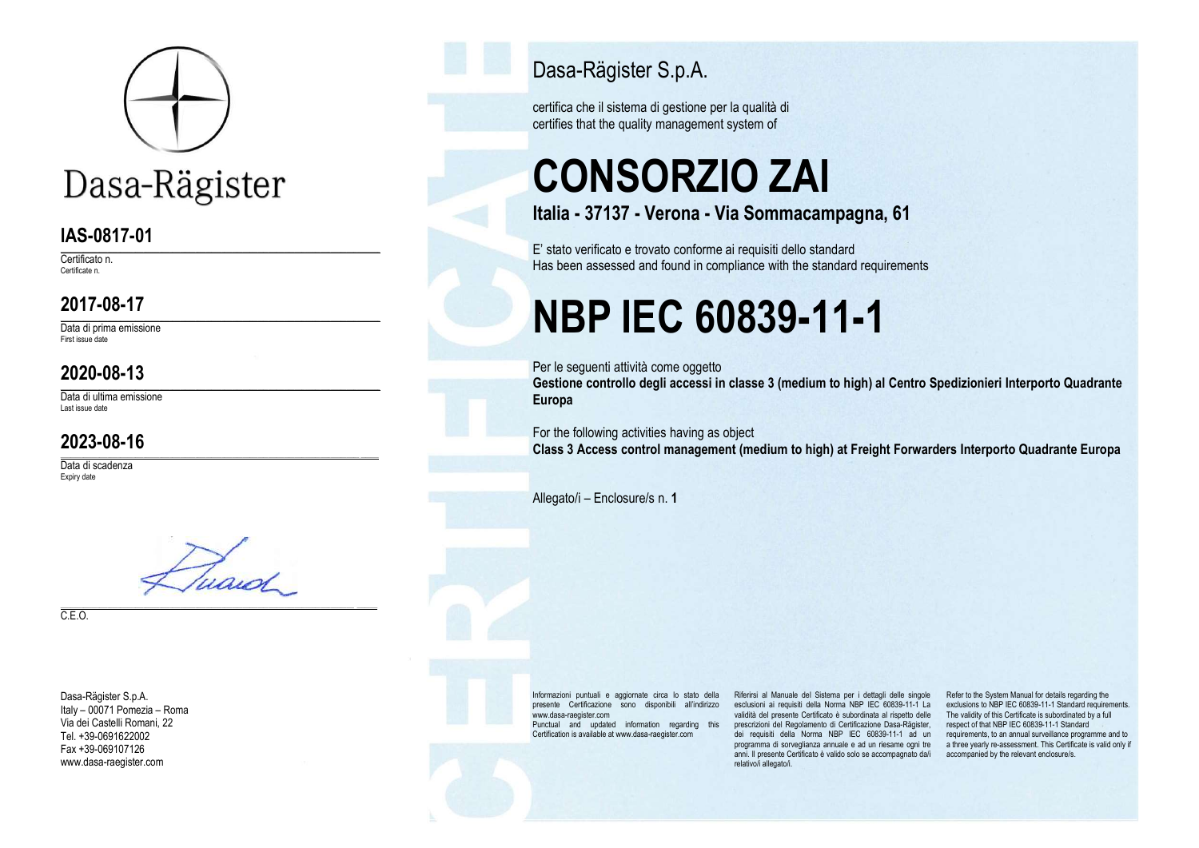Dasa-Rägister

## IAS-0817-01

Certificato n.
Certificate n.

## 2017-08-17

Data di prima emissione
First issue date

## 2020-08-13

Data di ultima emissione
Last issue date

## 2023-08-16

Data di scadenza
Expiry date

C.E.O.

Dasa-Rägister S.p.A.
Italy – 00071 Pomezia – Roma
Via dei Castelli Romani, 22
Tel. +39-0691622002
Fax +39-069107126
www.dasa-raegister.com

Dasa-Rägister S.p.A.

certifica che il sistema di gestione per la qualità di
certifies that the quality management system of

# CONSORZIO ZAI

**Italia - 37137 - Verona - Via Sommacampagna, 61**

E' stato verificato e trovato conforme ai requisiti dello standard
Has been assessed and found in compliance with the standard requirements

# NBP IEC 60839-11-1

Per le seguenti attività come oggetto
**Gestione controllo degli accessi in classe 3 (medium to high) al Centro Spedizionieri Interporto Quadrante Europa**

For the following activities having as object
**Class 3 Access control management (medium to high) at Freight Forwarders Interporto Quadrante Europa**

Allegato/i – Enclosure/s n. **1**

Informazioni puntuali e aggiornate circa lo stato della presente Certificazione sono disponibili all'indirizzo www.dasa-raegister.com
Punctual and updated information regarding this Certification is available at www.dasa-raegister.com

Riferirsi al Manuale del Sistema per i dettagli delle singole esclusioni ai requisiti della Norma NBP IEC 60839-11-1 La validità del presente Certificato è subordinata al rispetto delle prescrizioni del Regolamento di Certificazione Dasa-Rägister, dei requisiti della Norma NBP IEC 60839-11-1 ad un programma di sorveglianza annuale e ad un riesame ogni tre anni. Il presente Certificato è valido solo se accompagnato da/i relativo/i allegato/i.

Refer to the System Manual for details regarding the exclusions to NBP IEC 60839-11-1 Standard requirements. The validity of this Certificate is subordinated by a full respect of that NBP IEC 60839-11-1 Standard requirements, to an annual surveillance programme and to a three yearly re-assessment. This Certificate is valid only if accompanied by the relevant enclosure/s.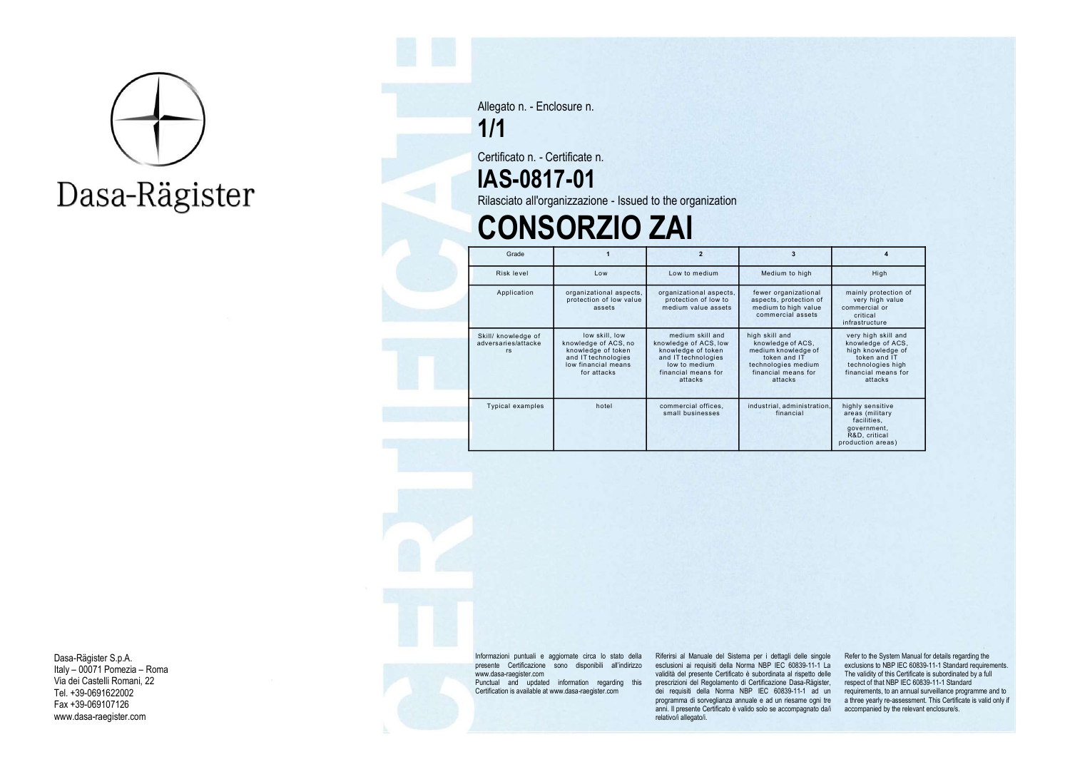Dasa-Rägister

Allegato n. - Enclosure n.

**1/1**

Certificato n. - Certificate n.

**IAS-0817-01**

Rilasciato all'organizzazione - Issued to the organization

# CONSORZIO ZAI

| Grade | 1 | 2 | 3 | 4 |
|---|---|---|---|---|
| Risk level | Low | Low to medium | Medium to high | High |
| Application | organizational aspects, protection of low value assets | organizational aspects, protection of low to medium value assets | fewer organizational aspects, protection of medium to high value commercial assets | mainly protection of very high value commercial or critical infrastructure |
| Skill/ knowledge of adversaries/attackers | low skill, low knowledge of ACS, no knowledge of token and IT technologies low financial means for attacks | medium skill and knowledge of ACS, low knowledge of token and IT technologies low to medium financial means for attacks | high skill and knowledge of ACS, medium knowledge of token and IT technologies medium financial means for attacks | very high skill and knowledge of ACS, high knowledge of token and IT technologies high financial means for attacks |
| Typical examples | hotel | commercial offices, small businesses | industrial, administration, financial | highly sensitive areas (military facilities, government, R&D, critical production areas) |

Informazioni puntuali e aggiornate circa lo stato della presente Certificazione sono disponibili all'indirizzo www.dasa-raegister.com
Punctual and updated information regarding this Certification is available at www.dasa-raegister.com

Riferirsi al Manuale del Sistema per i dettagli delle singole esclusioni ai requisiti della Norma NBP IEC 60839-11-1 La validità del presente Certificato è subordinata al rispetto delle prescrizioni del Regolamento di Certificazione Dasa-Rägister, dei requisiti della Norma NBP IEC 60839-11-1 ad un programma di sorveglianza annuale e ad un riesame ogni tre anni. Il presente Certificato è valido solo se accompagnato da/i relativo/i allegato/i.

Refer to the System Manual for details regarding the exclusions to NBP IEC 60839-11-1 Standard requirements. The validity of this Certificate is subordinated by a full respect of that NBP IEC 60839-11-1 Standard requirements, to an annual surveillance programme and to a three yearly re-assessment. This Certificate is valid only if accompanied by the relevant enclosure/s.

Dasa-Rägister S.p.A.
Italy – 00071 Pomezia – Roma
Via dei Castelli Romani, 22
Tel. +39-0691622002
Fax +39-069107126
www.dasa-raegister.com